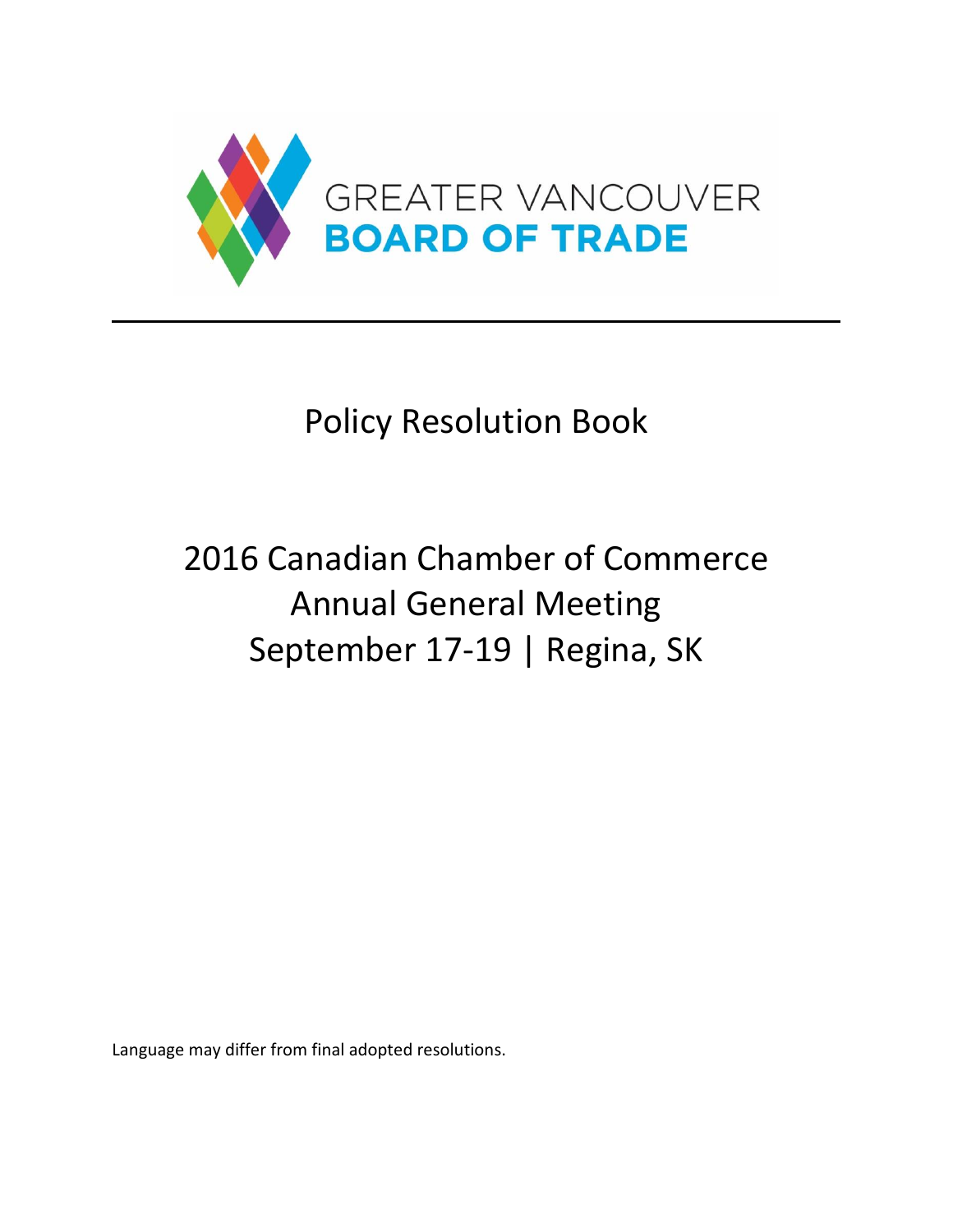GREATER VANCOUVER
**BOARD OF TRADE**

---

# Policy Resolution Book

## 2016 Canadian Chamber of Commerce Annual General Meeting September 17-19 | Regina, SK

Language may differ from final adopted resolutions.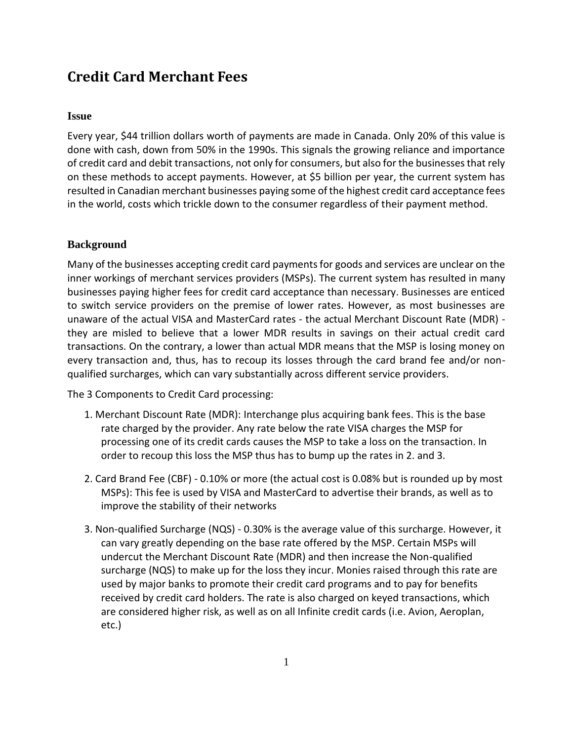# Credit Card Merchant Fees

## Issue

Every year, $44 trillion dollars worth of payments are made in Canada. Only 20% of this value is done with cash, down from 50% in the 1990s. This signals the growing reliance and importance of credit card and debit transactions, not only for consumers, but also for the businesses that rely on these methods to accept payments. However, at $5 billion per year, the current system has resulted in Canadian merchant businesses paying some of the highest credit card acceptance fees in the world, costs which trickle down to the consumer regardless of their payment method.

## Background

Many of the businesses accepting credit card payments for goods and services are unclear on the inner workings of merchant services providers (MSPs). The current system has resulted in many businesses paying higher fees for credit card acceptance than necessary. Businesses are enticed to switch service providers on the premise of lower rates. However, as most businesses are unaware of the actual VISA and MasterCard rates - the actual Merchant Discount Rate (MDR) - they are misled to believe that a lower MDR results in savings on their actual credit card transactions. On the contrary, a lower than actual MDR means that the MSP is losing money on every transaction and, thus, has to recoup its losses through the card brand fee and/or non-qualified surcharges, which can vary substantially across different service providers.

The 3 Components to Credit Card processing:

1. Merchant Discount Rate (MDR): Interchange plus acquiring bank fees. This is the base rate charged by the provider. Any rate below the rate VISA charges the MSP for processing one of its credit cards causes the MSP to take a loss on the transaction. In order to recoup this loss the MSP thus has to bump up the rates in 2. and 3.
2. Card Brand Fee (CBF) - 0.10% or more (the actual cost is 0.08% but is rounded up by most MSPs): This fee is used by VISA and MasterCard to advertise their brands, as well as to improve the stability of their networks
3. Non-qualified Surcharge (NQS) - 0.30% is the average value of this surcharge. However, it can vary greatly depending on the base rate offered by the MSP. Certain MSPs will undercut the Merchant Discount Rate (MDR) and then increase the Non-qualified surcharge (NQS) to make up for the loss they incur. Monies raised through this rate are used by major banks to promote their credit card programs and to pay for benefits received by credit card holders. The rate is also charged on keyed transactions, which are considered higher risk, as well as on all Infinite credit cards (i.e. Avion, Aeroplan, etc.)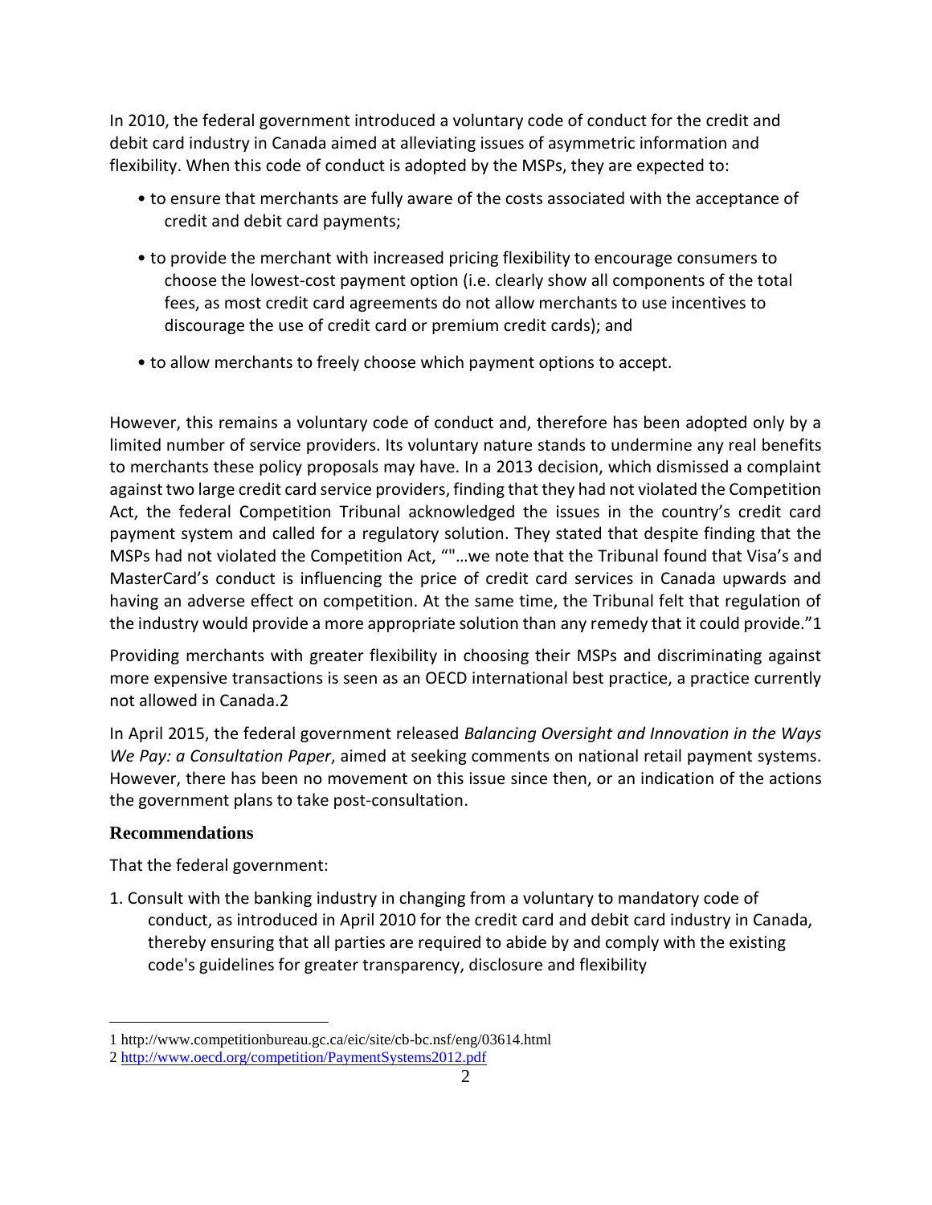In 2010, the federal government introduced a voluntary code of conduct for the credit and debit card industry in Canada aimed at alleviating issues of asymmetric information and flexibility. When this code of conduct is adopted by the MSPs, they are expected to:

- to ensure that merchants are fully aware of the costs associated with the acceptance of credit and debit card payments;
- to provide the merchant with increased pricing flexibility to encourage consumers to choose the lowest-cost payment option (i.e. clearly show all components of the total fees, as most credit card agreements do not allow merchants to use incentives to discourage the use of credit card or premium credit cards); and
- to allow merchants to freely choose which payment options to accept.

However, this remains a voluntary code of conduct and, therefore has been adopted only by a limited number of service providers. Its voluntary nature stands to undermine any real benefits to merchants these policy proposals may have. In a 2013 decision, which dismissed a complaint against two large credit card service providers, finding that they had not violated the Competition Act, the federal Competition Tribunal acknowledged the issues in the country's credit card payment system and called for a regulatory solution. They stated that despite finding that the MSPs had not violated the Competition Act, ""…we note that the Tribunal found that Visa's and MasterCard's conduct is influencing the price of credit card services in Canada upwards and having an adverse effect on competition. At the same time, the Tribunal felt that regulation of the industry would provide a more appropriate solution than any remedy that it could provide."[1]

Providing merchants with greater flexibility in choosing their MSPs and discriminating against more expensive transactions is seen as an OECD international best practice, a practice currently not allowed in Canada.[2]

In April 2015, the federal government released *Balancing Oversight and Innovation in the Ways We Pay: a Consultation Paper*, aimed at seeking comments on national retail payment systems. However, there has been no movement on this issue since then, or an indication of the actions the government plans to take post-consultation.

### Recommendations

That the federal government:

1. Consult with the banking industry in changing from a voluntary to mandatory code of conduct, as introduced in April 2010 for the credit card and debit card industry in Canada, thereby ensuring that all parties are required to abide by and comply with the existing code's guidelines for greater transparency, disclosure and flexibility

---

1 http://www.competitionbureau.gc.ca/eic/site/cb-bc.nsf/eng/03614.html

2 http://www.oecd.org/competition/PaymentSystems2012.pdf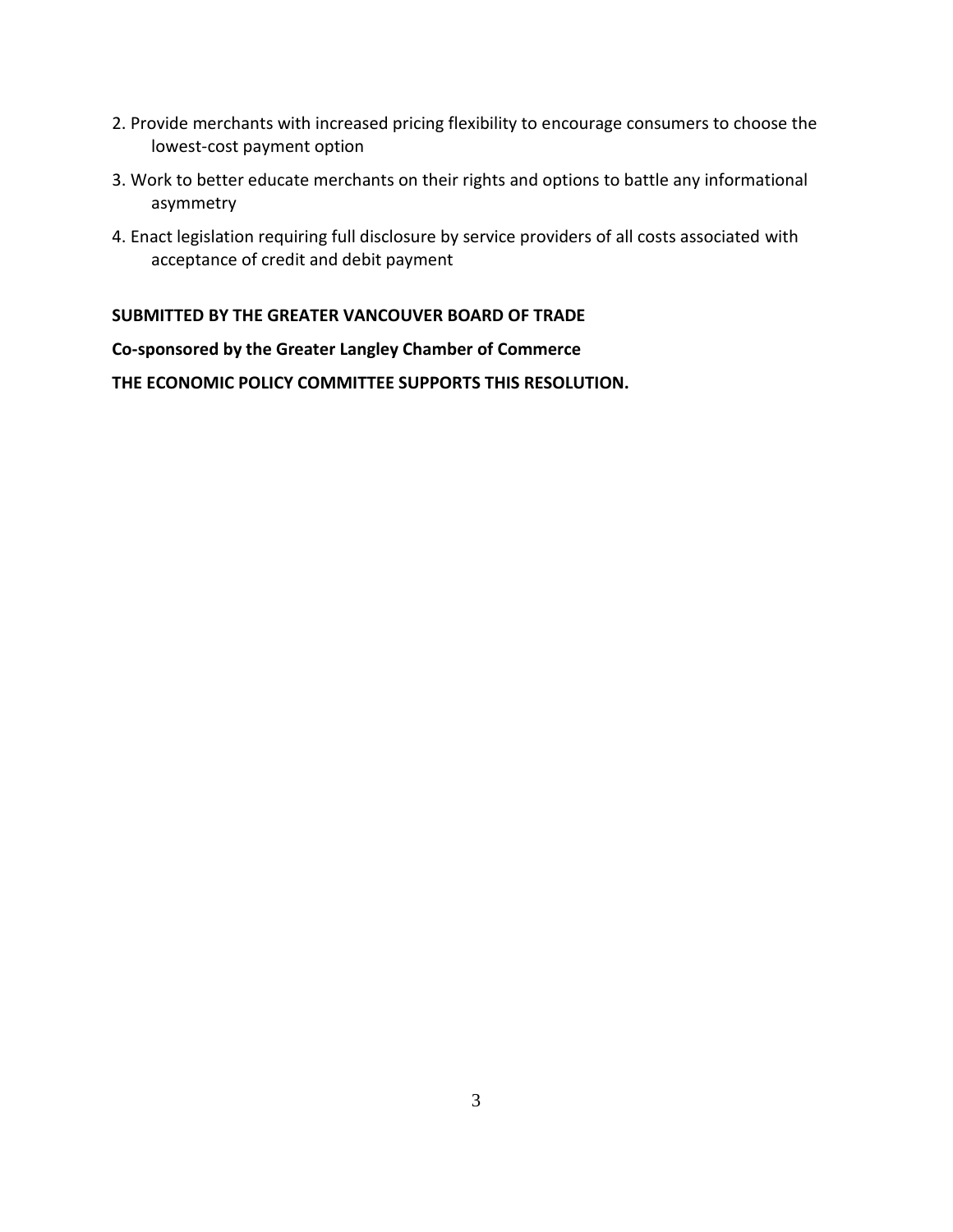2. Provide merchants with increased pricing flexibility to encourage consumers to choose the lowest-cost payment option
3. Work to better educate merchants on their rights and options to battle any informational asymmetry
4. Enact legislation requiring full disclosure by service providers of all costs associated with acceptance of credit and debit payment

**SUBMITTED BY THE GREATER VANCOUVER BOARD OF TRADE**

**Co-sponsored by the Greater Langley Chamber of Commerce**

**THE ECONOMIC POLICY COMMITTEE SUPPORTS THIS RESOLUTION.**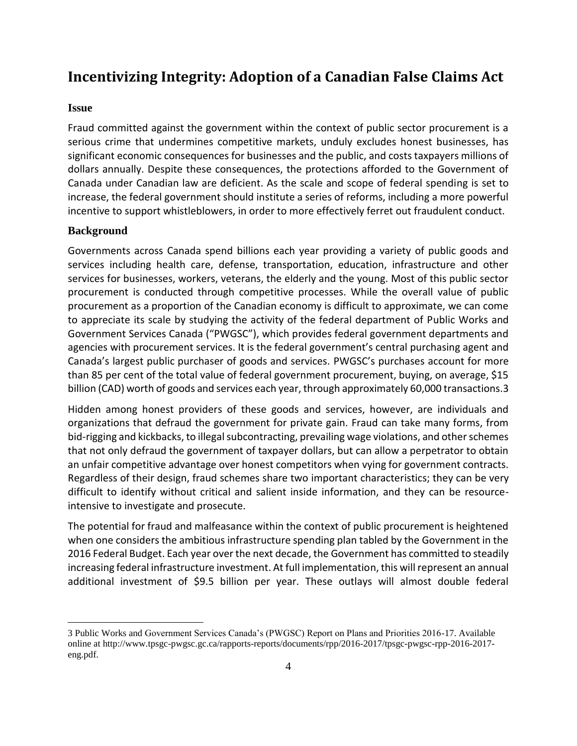# Incentivizing Integrity: Adoption of a Canadian False Claims Act

### Issue

Fraud committed against the government within the context of public sector procurement is a serious crime that undermines competitive markets, unduly excludes honest businesses, has significant economic consequences for businesses and the public, and costs taxpayers millions of dollars annually. Despite these consequences, the protections afforded to the Government of Canada under Canadian law are deficient. As the scale and scope of federal spending is set to increase, the federal government should institute a series of reforms, including a more powerful incentive to support whistleblowers, in order to more effectively ferret out fraudulent conduct.

### Background

Governments across Canada spend billions each year providing a variety of public goods and services including health care, defense, transportation, education, infrastructure and other services for businesses, workers, veterans, the elderly and the young. Most of this public sector procurement is conducted through competitive processes. While the overall value of public procurement as a proportion of the Canadian economy is difficult to approximate, we can come to appreciate its scale by studying the activity of the federal department of Public Works and Government Services Canada ("PWGSC"), which provides federal government departments and agencies with procurement services. It is the federal government's central purchasing agent and Canada's largest public purchaser of goods and services. PWGSC's purchases account for more than 85 per cent of the total value of federal government procurement, buying, on average, $15 billion (CAD) worth of goods and services each year, through approximately 60,000 transactions.[3]

Hidden among honest providers of these goods and services, however, are individuals and organizations that defraud the government for private gain. Fraud can take many forms, from bid-rigging and kickbacks, to illegal subcontracting, prevailing wage violations, and other schemes that not only defraud the government of taxpayer dollars, but can allow a perpetrator to obtain an unfair competitive advantage over honest competitors when vying for government contracts. Regardless of their design, fraud schemes share two important characteristics; they can be very difficult to identify without critical and salient inside information, and they can be resource-intensive to investigate and prosecute.

The potential for fraud and malfeasance within the context of public procurement is heightened when one considers the ambitious infrastructure spending plan tabled by the Government in the 2016 Federal Budget. Each year over the next decade, the Government has committed to steadily increasing federal infrastructure investment. At full implementation, this will represent an annual additional investment of $9.5 billion per year. These outlays will almost double federal

---

[3] Public Works and Government Services Canada's (PWGSC) Report on Plans and Priorities 2016-17. Available online at http://www.tpsgc-pwgsc.gc.ca/rapports-reports/documents/rpp/2016-2017/tpsgc-pwgsc-rpp-2016-2017-eng.pdf.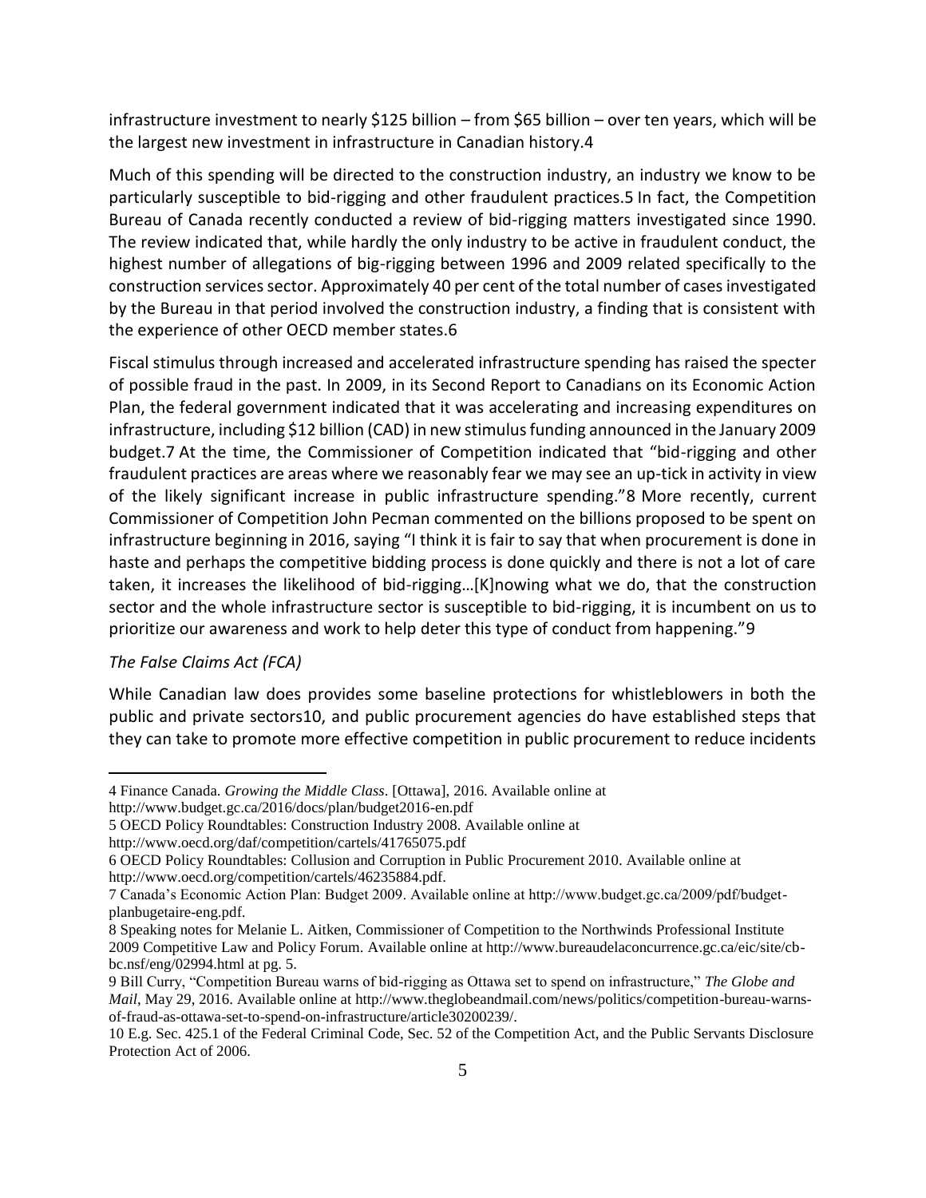infrastructure investment to nearly $125 billion – from $65 billion – over ten years, which will be the largest new investment in infrastructure in Canadian history.[4]

Much of this spending will be directed to the construction industry, an industry we know to be particularly susceptible to bid-rigging and other fraudulent practices.[5] In fact, the Competition Bureau of Canada recently conducted a review of bid-rigging matters investigated since 1990. The review indicated that, while hardly the only industry to be active in fraudulent conduct, the highest number of allegations of big-rigging between 1996 and 2009 related specifically to the construction services sector. Approximately 40 per cent of the total number of cases investigated by the Bureau in that period involved the construction industry, a finding that is consistent with the experience of other OECD member states.[6]

Fiscal stimulus through increased and accelerated infrastructure spending has raised the specter of possible fraud in the past. In 2009, in its Second Report to Canadians on its Economic Action Plan, the federal government indicated that it was accelerating and increasing expenditures on infrastructure, including $12 billion (CAD) in new stimulus funding announced in the January 2009 budget.[7] At the time, the Commissioner of Competition indicated that "bid-rigging and other fraudulent practices are areas where we reasonably fear we may see an up-tick in activity in view of the likely significant increase in public infrastructure spending."[8] More recently, current Commissioner of Competition John Pecman commented on the billions proposed to be spent on infrastructure beginning in 2016, saying "I think it is fair to say that when procurement is done in haste and perhaps the competitive bidding process is done quickly and there is not a lot of care taken, it increases the likelihood of bid-rigging…[K]nowing what we do, that the construction sector and the whole infrastructure sector is susceptible to bid-rigging, it is incumbent on us to prioritize our awareness and work to help deter this type of conduct from happening."[9]

*The False Claims Act (FCA)*

While Canadian law does provides some baseline protections for whistleblowers in both the public and private sectors[10], and public procurement agencies do have established steps that they can take to promote more effective competition in public procurement to reduce incidents

---

4 Finance Canada. *Growing the Middle Class*. [Ottawa], 2016. Available online at http://www.budget.gc.ca/2016/docs/plan/budget2016-en.pdf

5 OECD Policy Roundtables: Construction Industry 2008. Available online at http://www.oecd.org/daf/competition/cartels/41765075.pdf

6 OECD Policy Roundtables: Collusion and Corruption in Public Procurement 2010. Available online at http://www.oecd.org/competition/cartels/46235884.pdf.

7 Canada's Economic Action Plan: Budget 2009. Available online at http://www.budget.gc.ca/2009/pdf/budget-planbugetaire-eng.pdf.

8 Speaking notes for Melanie L. Aitken, Commissioner of Competition to the Northwinds Professional Institute 2009 Competitive Law and Policy Forum. Available online at http://www.bureaudelaconcurrence.gc.ca/eic/site/cb-bc.nsf/eng/02994.html at pg. 5.

9 Bill Curry, "Competition Bureau warns of bid-rigging as Ottawa set to spend on infrastructure," *The Globe and Mail*, May 29, 2016. Available online at http://www.theglobeandmail.com/news/politics/competition-bureau-warns-of-fraud-as-ottawa-set-to-spend-on-infrastructure/article30200239/.

10 E.g. Sec. 425.1 of the Federal Criminal Code, Sec. 52 of the Competition Act, and the Public Servants Disclosure Protection Act of 2006.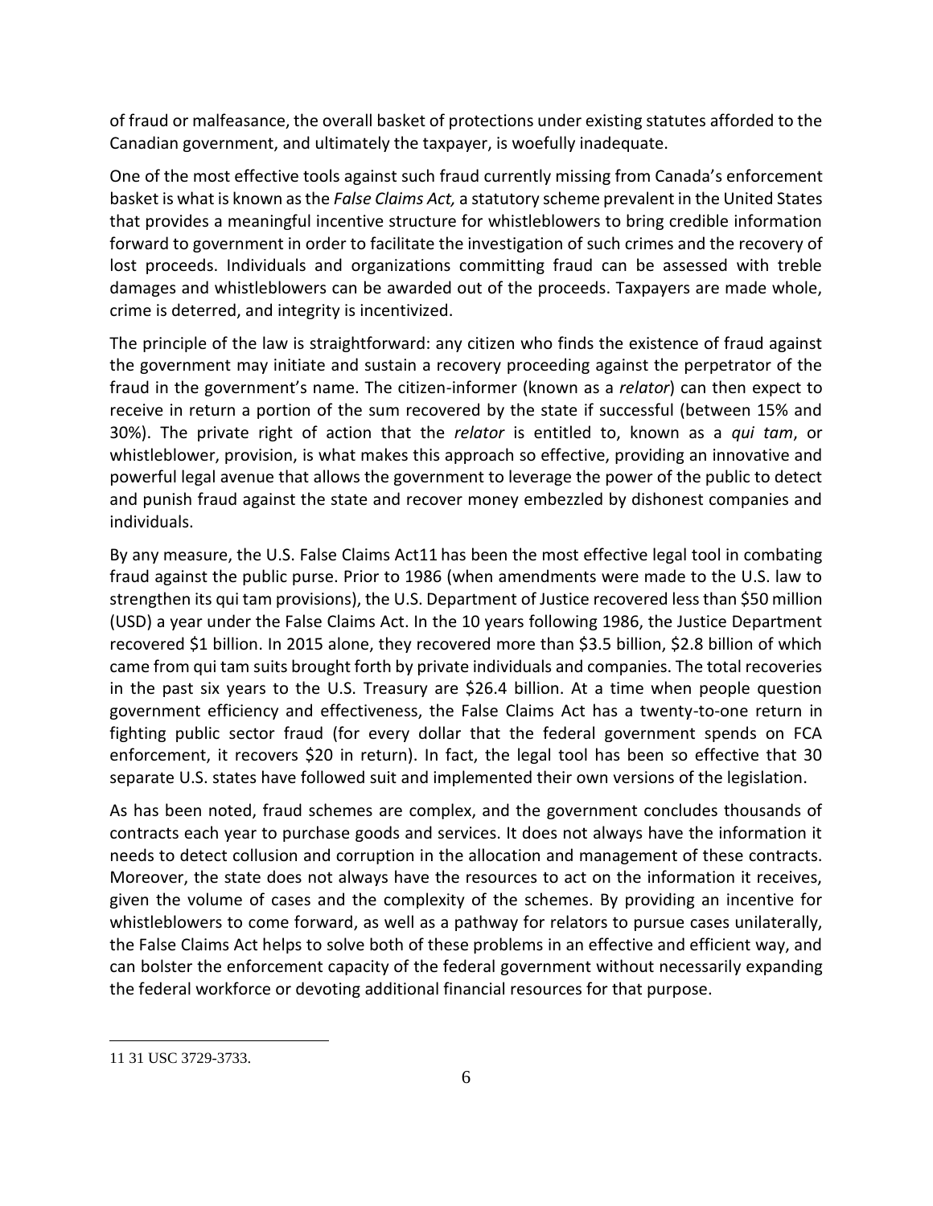of fraud or malfeasance, the overall basket of protections under existing statutes afforded to the Canadian government, and ultimately the taxpayer, is woefully inadequate.

One of the most effective tools against such fraud currently missing from Canada's enforcement basket is what is known as the *False Claims Act,* a statutory scheme prevalent in the United States that provides a meaningful incentive structure for whistleblowers to bring credible information forward to government in order to facilitate the investigation of such crimes and the recovery of lost proceeds. Individuals and organizations committing fraud can be assessed with treble damages and whistleblowers can be awarded out of the proceeds. Taxpayers are made whole, crime is deterred, and integrity is incentivized.

The principle of the law is straightforward: any citizen who finds the existence of fraud against the government may initiate and sustain a recovery proceeding against the perpetrator of the fraud in the government's name. The citizen-informer (known as a *relator*) can then expect to receive in return a portion of the sum recovered by the state if successful (between 15% and 30%). The private right of action that the *relator* is entitled to, known as a *qui tam*, or whistleblower, provision, is what makes this approach so effective, providing an innovative and powerful legal avenue that allows the government to leverage the power of the public to detect and punish fraud against the state and recover money embezzled by dishonest companies and individuals.

By any measure, the U.S. False Claims Act[11] has been the most effective legal tool in combating fraud against the public purse. Prior to 1986 (when amendments were made to the U.S. law to strengthen its qui tam provisions), the U.S. Department of Justice recovered less than $50 million (USD) a year under the False Claims Act. In the 10 years following 1986, the Justice Department recovered $1 billion. In 2015 alone, they recovered more than $3.5 billion, $2.8 billion of which came from qui tam suits brought forth by private individuals and companies. The total recoveries in the past six years to the U.S. Treasury are $26.4 billion. At a time when people question government efficiency and effectiveness, the False Claims Act has a twenty-to-one return in fighting public sector fraud (for every dollar that the federal government spends on FCA enforcement, it recovers $20 in return). In fact, the legal tool has been so effective that 30 separate U.S. states have followed suit and implemented their own versions of the legislation.

As has been noted, fraud schemes are complex, and the government concludes thousands of contracts each year to purchase goods and services. It does not always have the information it needs to detect collusion and corruption in the allocation and management of these contracts. Moreover, the state does not always have the resources to act on the information it receives, given the volume of cases and the complexity of the schemes. By providing an incentive for whistleblowers to come forward, as well as a pathway for relators to pursue cases unilaterally, the False Claims Act helps to solve both of these problems in an effective and efficient way, and can bolster the enforcement capacity of the federal government without necessarily expanding the federal workforce or devoting additional financial resources for that purpose.

---

[11] 31 USC 3729-3733.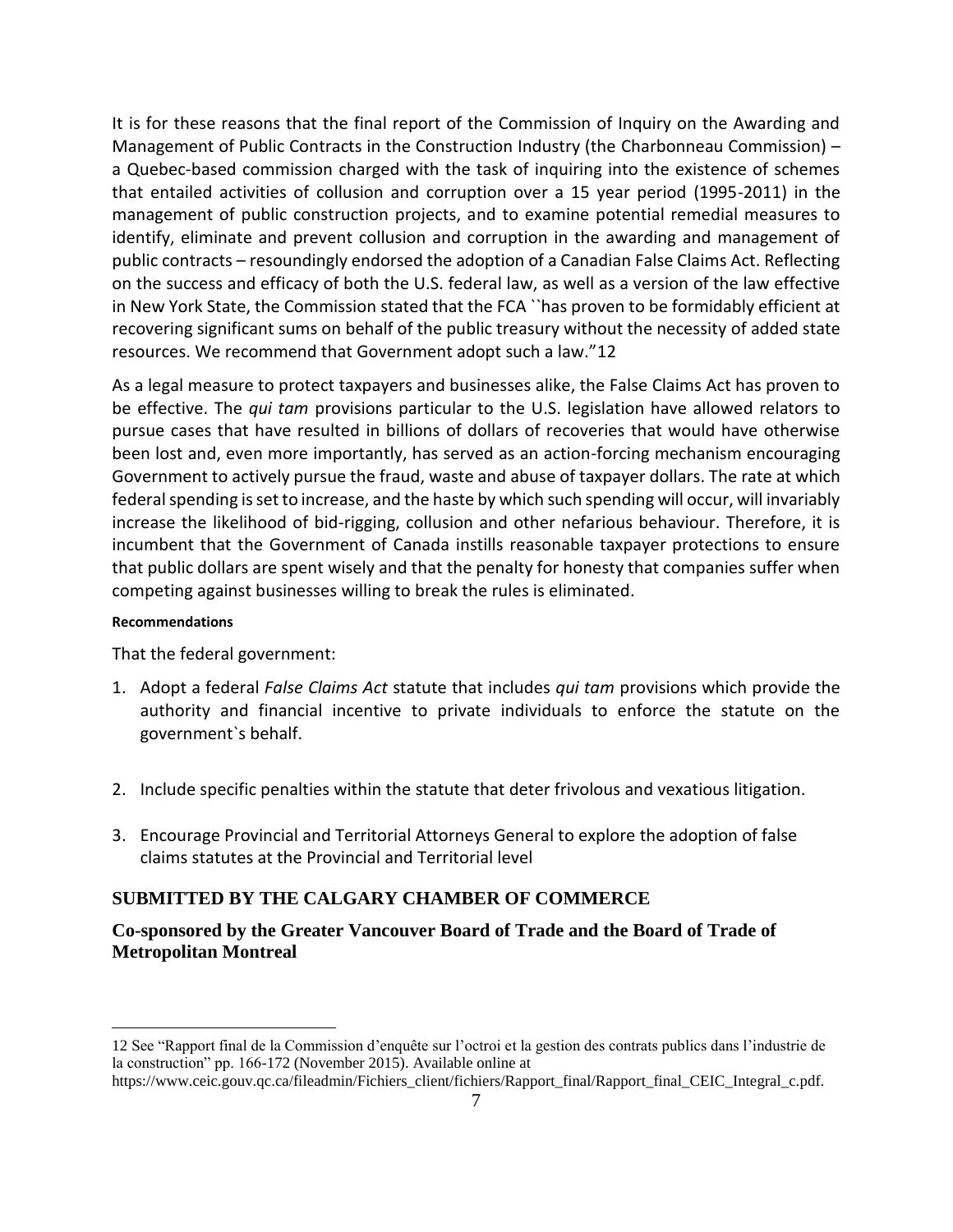It is for these reasons that the final report of the Commission of Inquiry on the Awarding and Management of Public Contracts in the Construction Industry (the Charbonneau Commission) – a Quebec-based commission charged with the task of inquiring into the existence of schemes that entailed activities of collusion and corruption over a 15 year period (1995-2011) in the management of public construction projects, and to examine potential remedial measures to identify, eliminate and prevent collusion and corruption in the awarding and management of public contracts – resoundingly endorsed the adoption of a Canadian False Claims Act. Reflecting on the success and efficacy of both the U.S. federal law, as well as a version of the law effective in New York State, the Commission stated that the FCA ``has proven to be formidably efficient at recovering significant sums on behalf of the public treasury without the necessity of added state resources. We recommend that Government adopt such a law."[12]

As a legal measure to protect taxpayers and businesses alike, the False Claims Act has proven to be effective. The *qui tam* provisions particular to the U.S. legislation have allowed relators to pursue cases that have resulted in billions of dollars of recoveries that would have otherwise been lost and, even more importantly, has served as an action-forcing mechanism encouraging Government to actively pursue the fraud, waste and abuse of taxpayer dollars. The rate at which federal spending is set to increase, and the haste by which such spending will occur, will invariably increase the likelihood of bid-rigging, collusion and other nefarious behaviour. Therefore, it is incumbent that the Government of Canada instills reasonable taxpayer protections to ensure that public dollars are spent wisely and that the penalty for honesty that companies suffer when competing against businesses willing to break the rules is eliminated.

**Recommendations**

That the federal government:

1. Adopt a federal *False Claims Act* statute that includes *qui tam* provisions which provide the authority and financial incentive to private individuals to enforce the statute on the government`s behalf.

2. Include specific penalties within the statute that deter frivolous and vexatious litigation.

3. Encourage Provincial and Territorial Attorneys General to explore the adoption of false claims statutes at the Provincial and Territorial level

### SUBMITTED BY THE CALGARY CHAMBER OF COMMERCE

### Co-sponsored by the Greater Vancouver Board of Trade and the Board of Trade of Metropolitan Montreal

---

12 See "Rapport final de la Commission d'enquête sur l'octroi et la gestion des contrats publics dans l'industrie de la construction" pp. 166-172 (November 2015). Available online at https://www.ceic.gouv.qc.ca/fileadmin/Fichiers_client/fichiers/Rapport_final/Rapport_final_CEIC_Integral_c.pdf.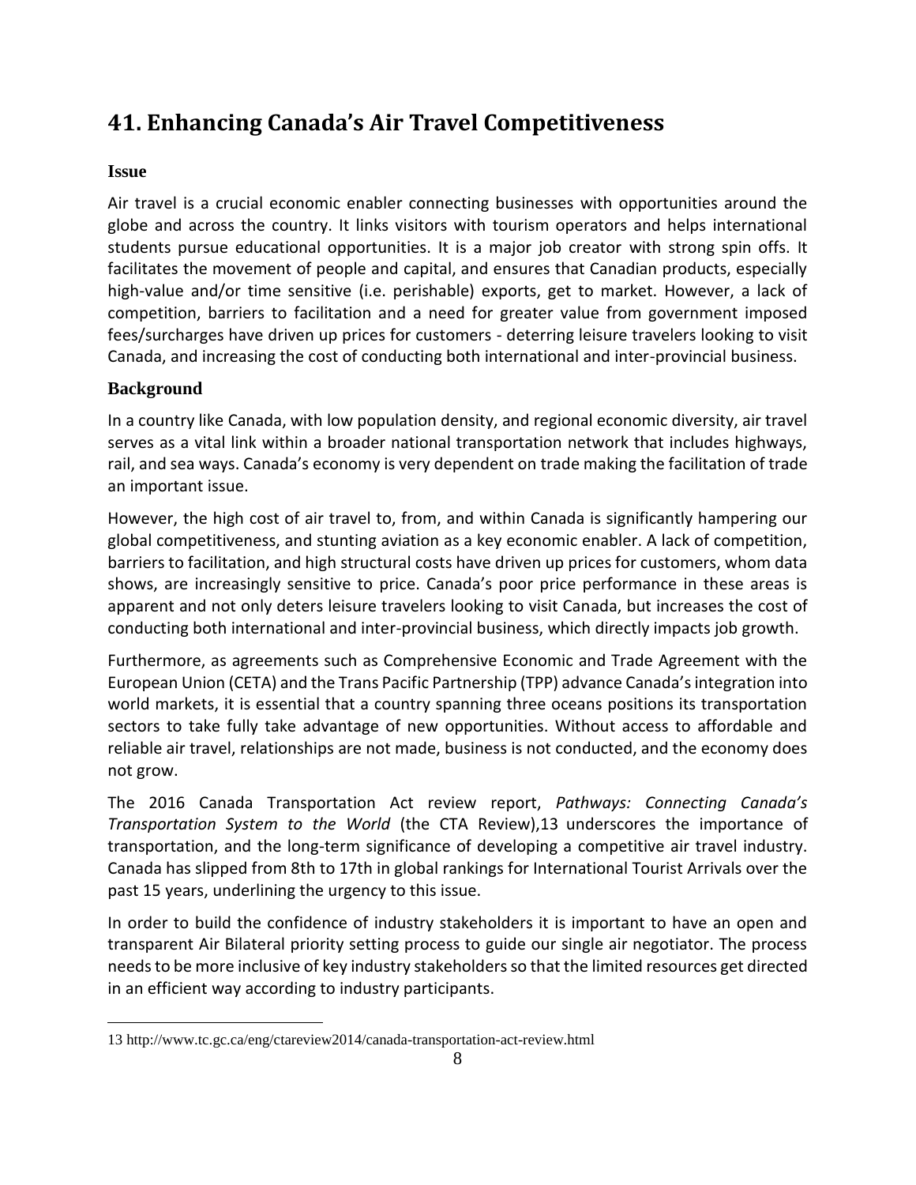# 41. Enhancing Canada's Air Travel Competitiveness

### Issue

Air travel is a crucial economic enabler connecting businesses with opportunities around the globe and across the country. It links visitors with tourism operators and helps international students pursue educational opportunities. It is a major job creator with strong spin offs. It facilitates the movement of people and capital, and ensures that Canadian products, especially high-value and/or time sensitive (i.e. perishable) exports, get to market. However, a lack of competition, barriers to facilitation and a need for greater value from government imposed fees/surcharges have driven up prices for customers - deterring leisure travelers looking to visit Canada, and increasing the cost of conducting both international and inter-provincial business.

### Background

In a country like Canada, with low population density, and regional economic diversity, air travel serves as a vital link within a broader national transportation network that includes highways, rail, and sea ways. Canada's economy is very dependent on trade making the facilitation of trade an important issue.

However, the high cost of air travel to, from, and within Canada is significantly hampering our global competitiveness, and stunting aviation as a key economic enabler. A lack of competition, barriers to facilitation, and high structural costs have driven up prices for customers, whom data shows, are increasingly sensitive to price. Canada's poor price performance in these areas is apparent and not only deters leisure travelers looking to visit Canada, but increases the cost of conducting both international and inter-provincial business, which directly impacts job growth.

Furthermore, as agreements such as Comprehensive Economic and Trade Agreement with the European Union (CETA) and the Trans Pacific Partnership (TPP) advance Canada's integration into world markets, it is essential that a country spanning three oceans positions its transportation sectors to take fully take advantage of new opportunities. Without access to affordable and reliable air travel, relationships are not made, business is not conducted, and the economy does not grow.

The 2016 Canada Transportation Act review report, *Pathways: Connecting Canada's Transportation System to the World* (the CTA Review),[13] underscores the importance of transportation, and the long-term significance of developing a competitive air travel industry. Canada has slipped from 8th to 17th in global rankings for International Tourist Arrivals over the past 15 years, underlining the urgency to this issue.

In order to build the confidence of industry stakeholders it is important to have an open and transparent Air Bilateral priority setting process to guide our single air negotiator. The process needs to be more inclusive of key industry stakeholders so that the limited resources get directed in an efficient way according to industry participants.

---

13 http://www.tc.gc.ca/eng/ctareview2014/canada-transportation-act-review.html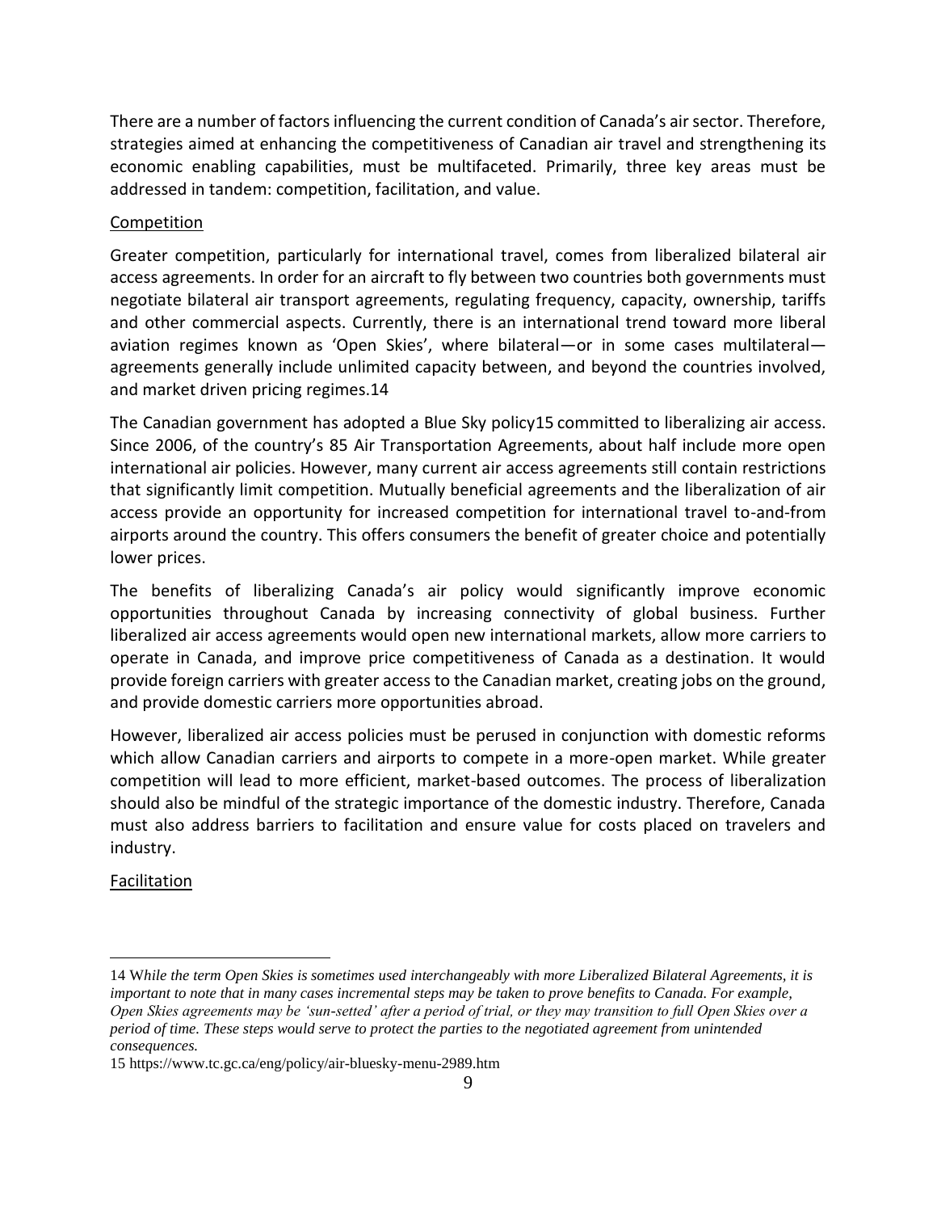There are a number of factors influencing the current condition of Canada's air sector. Therefore, strategies aimed at enhancing the competitiveness of Canadian air travel and strengthening its economic enabling capabilities, must be multifaceted. Primarily, three key areas must be addressed in tandem: competition, facilitation, and value.

## Competition

Greater competition, particularly for international travel, comes from liberalized bilateral air access agreements. In order for an aircraft to fly between two countries both governments must negotiate bilateral air transport agreements, regulating frequency, capacity, ownership, tariffs and other commercial aspects. Currently, there is an international trend toward more liberal aviation regimes known as 'Open Skies', where bilateral—or in some cases multilateral—agreements generally include unlimited capacity between, and beyond the countries involved, and market driven pricing regimes.[14]

The Canadian government has adopted a Blue Sky policy[15] committed to liberalizing air access. Since 2006, of the country's 85 Air Transportation Agreements, about half include more open international air policies. However, many current air access agreements still contain restrictions that significantly limit competition. Mutually beneficial agreements and the liberalization of air access provide an opportunity for increased competition for international travel to-and-from airports around the country. This offers consumers the benefit of greater choice and potentially lower prices.

The benefits of liberalizing Canada's air policy would significantly improve economic opportunities throughout Canada by increasing connectivity of global business. Further liberalized air access agreements would open new international markets, allow more carriers to operate in Canada, and improve price competitiveness of Canada as a destination. It would provide foreign carriers with greater access to the Canadian market, creating jobs on the ground, and provide domestic carriers more opportunities abroad.

However, liberalized air access policies must be perused in conjunction with domestic reforms which allow Canadian carriers and airports to compete in a more-open market. While greater competition will lead to more efficient, market-based outcomes. The process of liberalization should also be mindful of the strategic importance of the domestic industry. Therefore, Canada must also address barriers to facilitation and ensure value for costs placed on travelers and industry.

## Facilitation

---

[14] *While the term Open Skies is sometimes used interchangeably with more Liberalized Bilateral Agreements, it is important to note that in many cases incremental steps may be taken to prove benefits to Canada. For example, Open Skies agreements may be 'sun-setted' after a period of trial, or they may transition to full Open Skies over a period of time. These steps would serve to protect the parties to the negotiated agreement from unintended consequences.*

[15] https://www.tc.gc.ca/eng/policy/air-bluesky-menu-2989.htm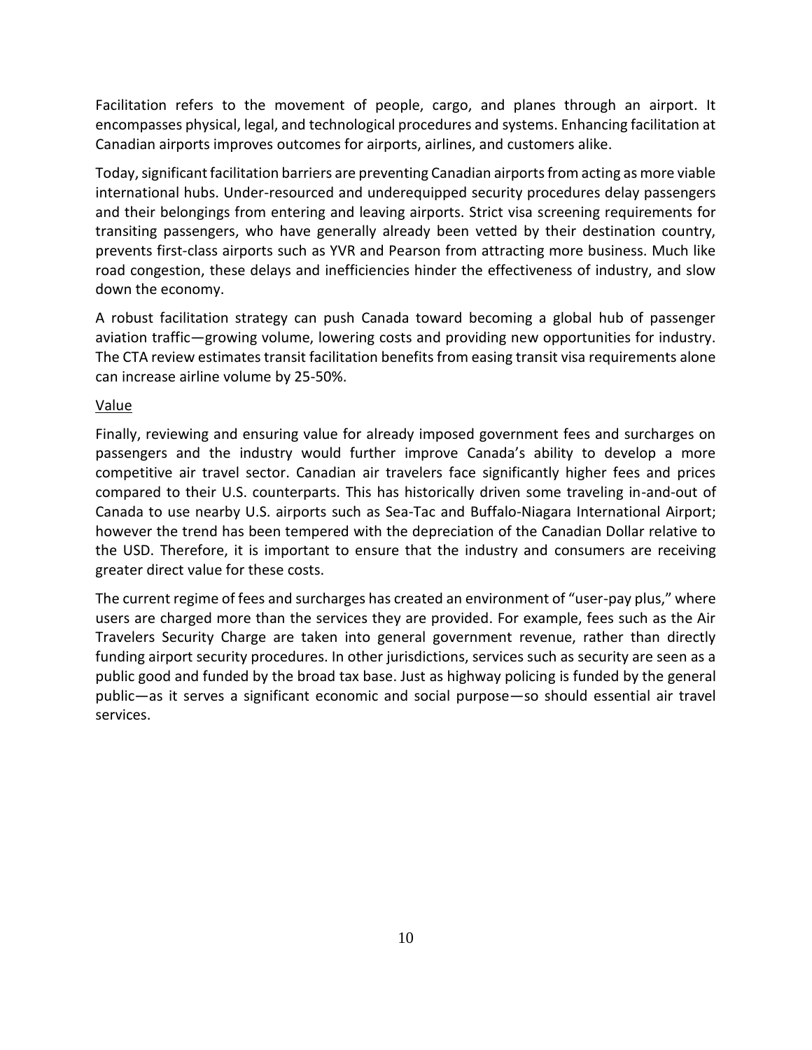Facilitation refers to the movement of people, cargo, and planes through an airport. It encompasses physical, legal, and technological procedures and systems. Enhancing facilitation at Canadian airports improves outcomes for airports, airlines, and customers alike.

Today, significant facilitation barriers are preventing Canadian airports from acting as more viable international hubs. Under-resourced and underequipped security procedures delay passengers and their belongings from entering and leaving airports. Strict visa screening requirements for transiting passengers, who have generally already been vetted by their destination country, prevents first-class airports such as YVR and Pearson from attracting more business. Much like road congestion, these delays and inefficiencies hinder the effectiveness of industry, and slow down the economy.

A robust facilitation strategy can push Canada toward becoming a global hub of passenger aviation traffic—growing volume, lowering costs and providing new opportunities for industry. The CTA review estimates transit facilitation benefits from easing transit visa requirements alone can increase airline volume by 25-50%.

<u>Value</u>

Finally, reviewing and ensuring value for already imposed government fees and surcharges on passengers and the industry would further improve Canada's ability to develop a more competitive air travel sector. Canadian air travelers face significantly higher fees and prices compared to their U.S. counterparts. This has historically driven some traveling in-and-out of Canada to use nearby U.S. airports such as Sea-Tac and Buffalo-Niagara International Airport; however the trend has been tempered with the depreciation of the Canadian Dollar relative to the USD. Therefore, it is important to ensure that the industry and consumers are receiving greater direct value for these costs.

The current regime of fees and surcharges has created an environment of "user-pay plus," where users are charged more than the services they are provided. For example, fees such as the Air Travelers Security Charge are taken into general government revenue, rather than directly funding airport security procedures. In other jurisdictions, services such as security are seen as a public good and funded by the broad tax base. Just as highway policing is funded by the general public—as it serves a significant economic and social purpose—so should essential air travel services.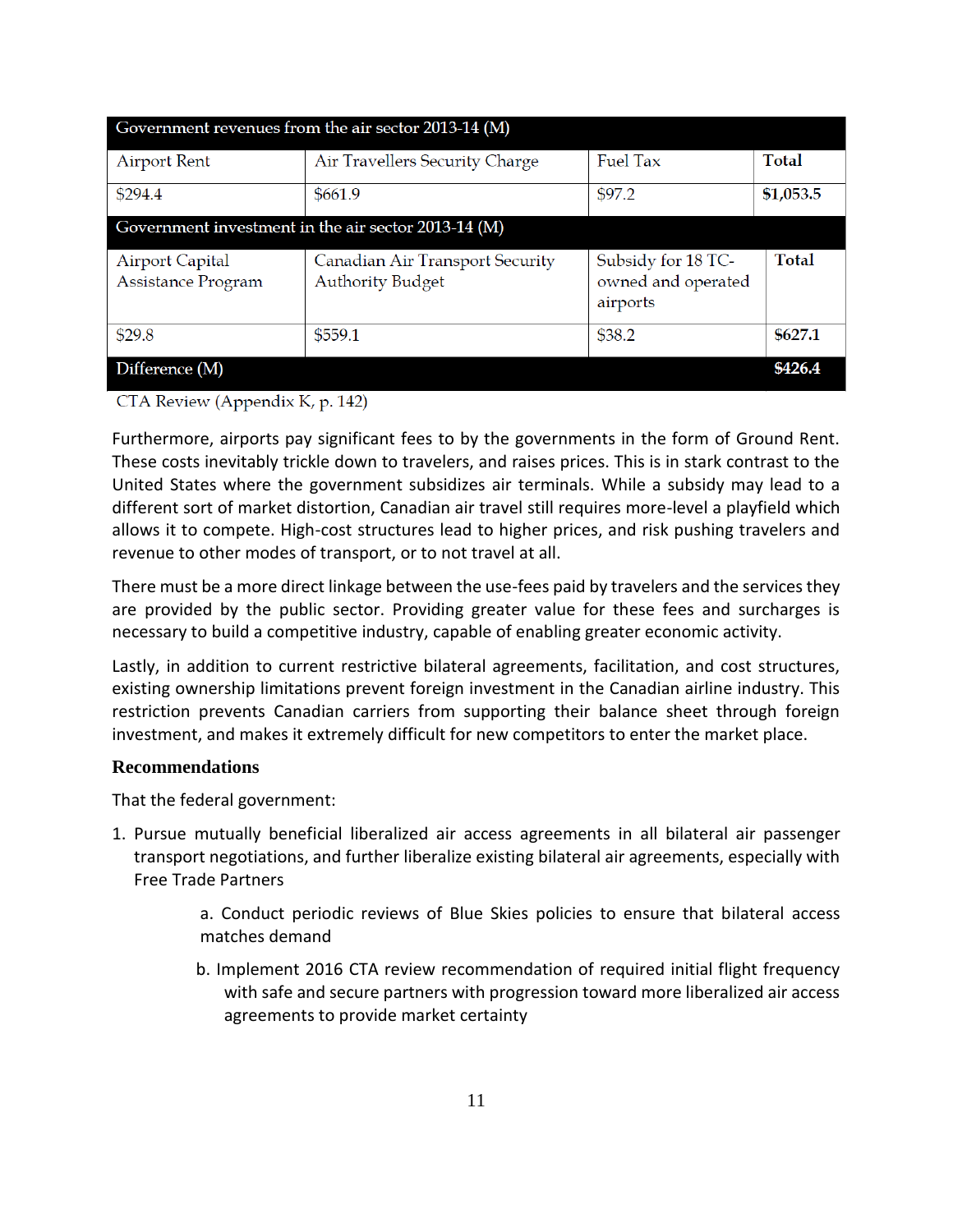| Government revenues from the air sector 2013-14 (M) | | | |
|---|---|---|---|
| Airport Rent | Air Travellers Security Charge | Fuel Tax | **Total** |
| $294.4 | $661.9 | $97.2 | **$1,053.5** |
| **Government investment in the air sector 2013-14 (M)** | | | |
| Airport Capital Assistance Program | Canadian Air Transport Security Authority Budget | Subsidy for 18 TC-owned and operated airports | **Total** |
| $29.8 | $559.1 | $38.2 | **$627.1** |
| **Difference (M)** | | | **$426.4** |

CTA Review (Appendix K, p. 142)

Furthermore, airports pay significant fees to by the governments in the form of Ground Rent. These costs inevitably trickle down to travelers, and raises prices. This is in stark contrast to the United States where the government subsidizes air terminals. While a subsidy may lead to a different sort of market distortion, Canadian air travel still requires more-level a playfield which allows it to compete. High-cost structures lead to higher prices, and risk pushing travelers and revenue to other modes of transport, or to not travel at all.

There must be a more direct linkage between the use-fees paid by travelers and the services they are provided by the public sector. Providing greater value for these fees and surcharges is necessary to build a competitive industry, capable of enabling greater economic activity.

Lastly, in addition to current restrictive bilateral agreements, facilitation, and cost structures, existing ownership limitations prevent foreign investment in the Canadian airline industry. This restriction prevents Canadian carriers from supporting their balance sheet through foreign investment, and makes it extremely difficult for new competitors to enter the market place.

**Recommendations**

That the federal government:

1. Pursue mutually beneficial liberalized air access agreements in all bilateral air passenger transport negotiations, and further liberalize existing bilateral air agreements, especially with Free Trade Partners

    a. Conduct periodic reviews of Blue Skies policies to ensure that bilateral access matches demand

    b. Implement 2016 CTA review recommendation of required initial flight frequency with safe and secure partners with progression toward more liberalized air access agreements to provide market certainty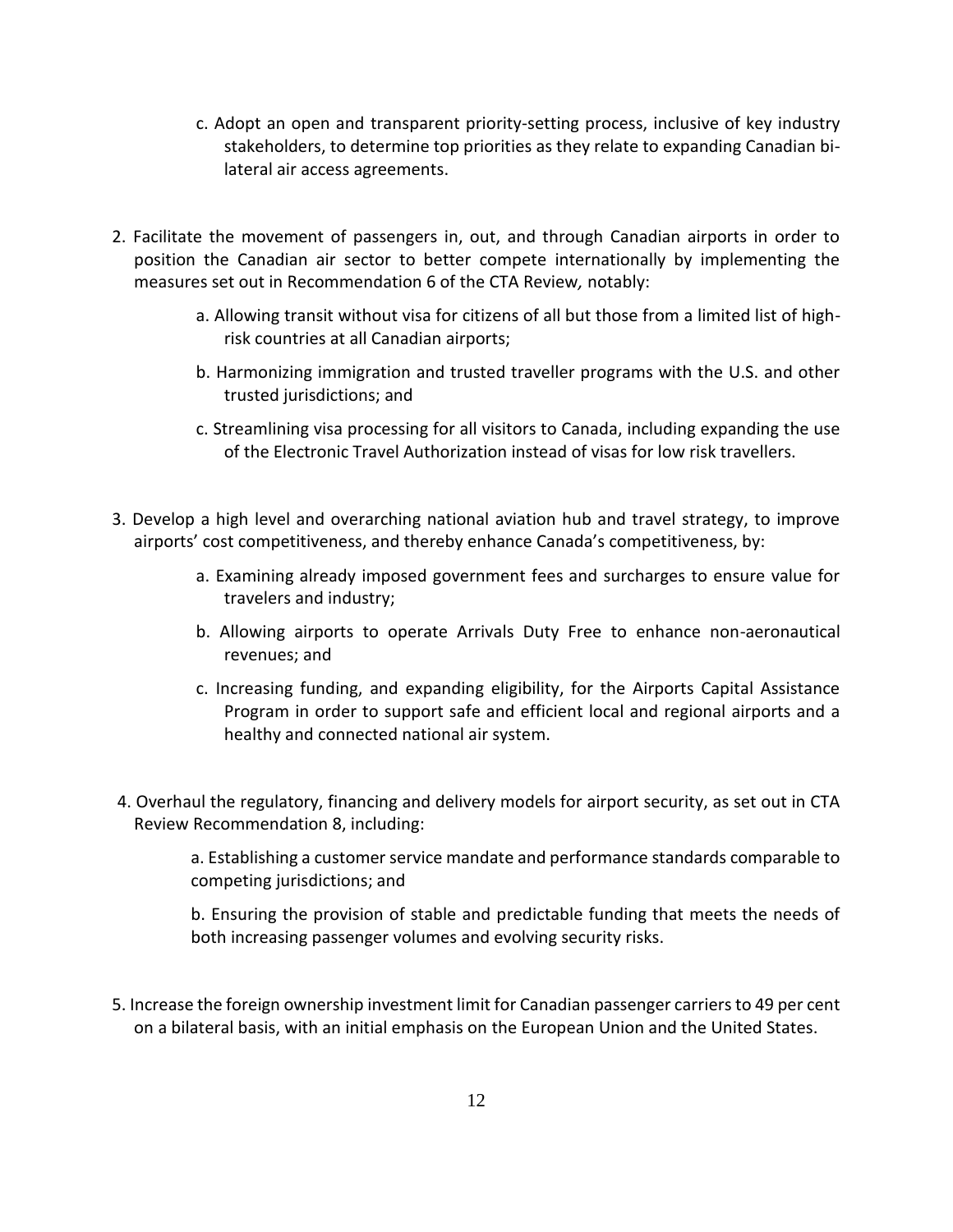c. Adopt an open and transparent priority-setting process, inclusive of key industry stakeholders, to determine top priorities as they relate to expanding Canadian bi-lateral air access agreements.

2. Facilitate the movement of passengers in, out, and through Canadian airports in order to position the Canadian air sector to better compete internationally by implementing the measures set out in Recommendation 6 of the CTA Review*,* notably:

    a. Allowing transit without visa for citizens of all but those from a limited list of high-risk countries at all Canadian airports;

    b. Harmonizing immigration and trusted traveller programs with the U.S. and other trusted jurisdictions; and

    c. Streamlining visa processing for all visitors to Canada, including expanding the use of the Electronic Travel Authorization instead of visas for low risk travellers.

3. Develop a high level and overarching national aviation hub and travel strategy, to improve airports' cost competitiveness, and thereby enhance Canada's competitiveness, by:

    a. Examining already imposed government fees and surcharges to ensure value for travelers and industry;

    b. Allowing airports to operate Arrivals Duty Free to enhance non-aeronautical revenues; and

    c. Increasing funding, and expanding eligibility, for the Airports Capital Assistance Program in order to support safe and efficient local and regional airports and a healthy and connected national air system.

4. Overhaul the regulatory, financing and delivery models for airport security, as set out in CTA Review Recommendation 8, including:

    a. Establishing a customer service mandate and performance standards comparable to competing jurisdictions; and

    b. Ensuring the provision of stable and predictable funding that meets the needs of both increasing passenger volumes and evolving security risks.

5. Increase the foreign ownership investment limit for Canadian passenger carriers to 49 per cent on a bilateral basis, with an initial emphasis on the European Union and the United States.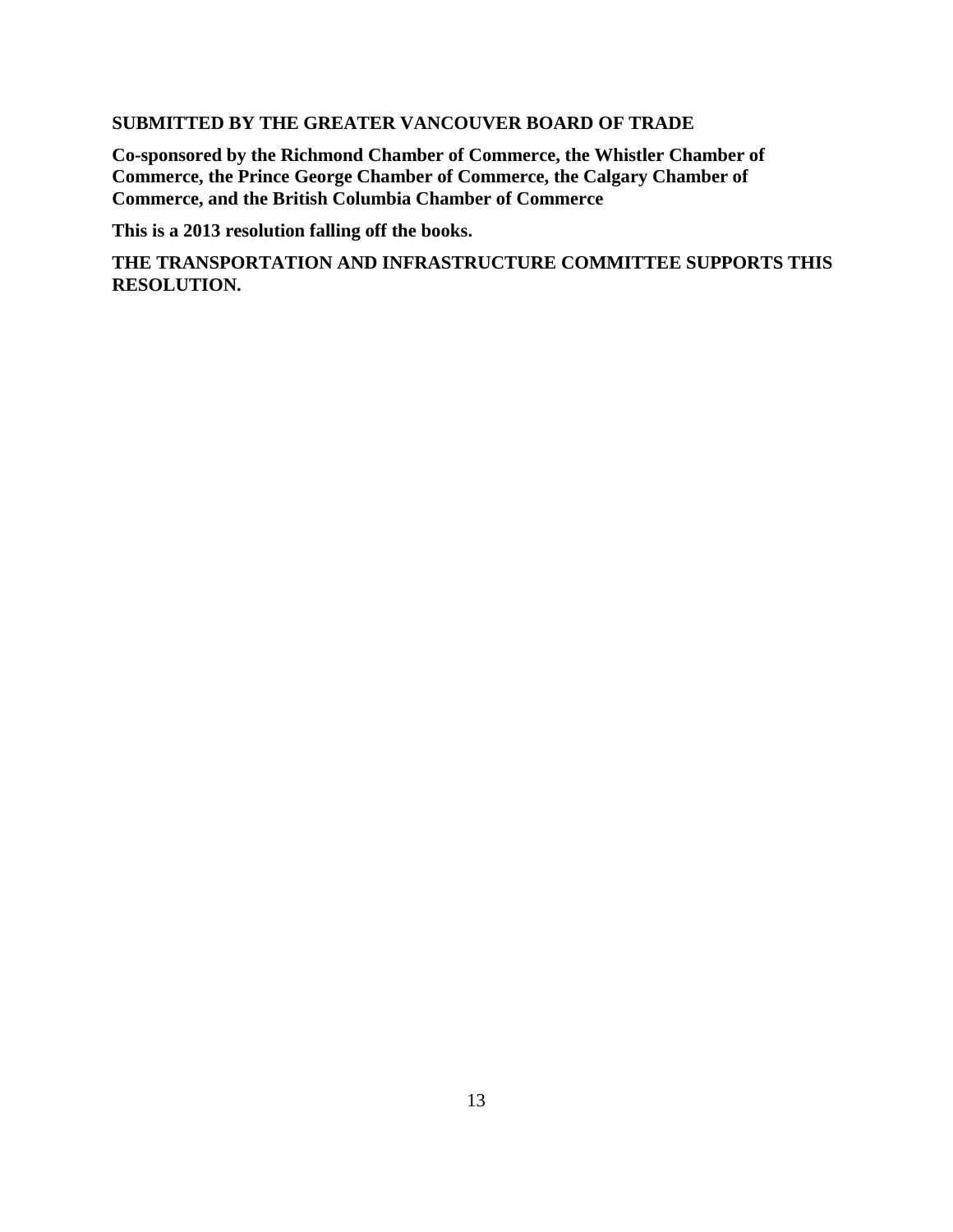**SUBMITTED BY THE GREATER VANCOUVER BOARD OF TRADE**

**Co-sponsored by the Richmond Chamber of Commerce, the Whistler Chamber of Commerce, the Prince George Chamber of Commerce, the Calgary Chamber of Commerce, and the British Columbia Chamber of Commerce**

**This is a 2013 resolution falling off the books.**

**THE TRANSPORTATION AND INFRASTRUCTURE COMMITTEE SUPPORTS THIS RESOLUTION.**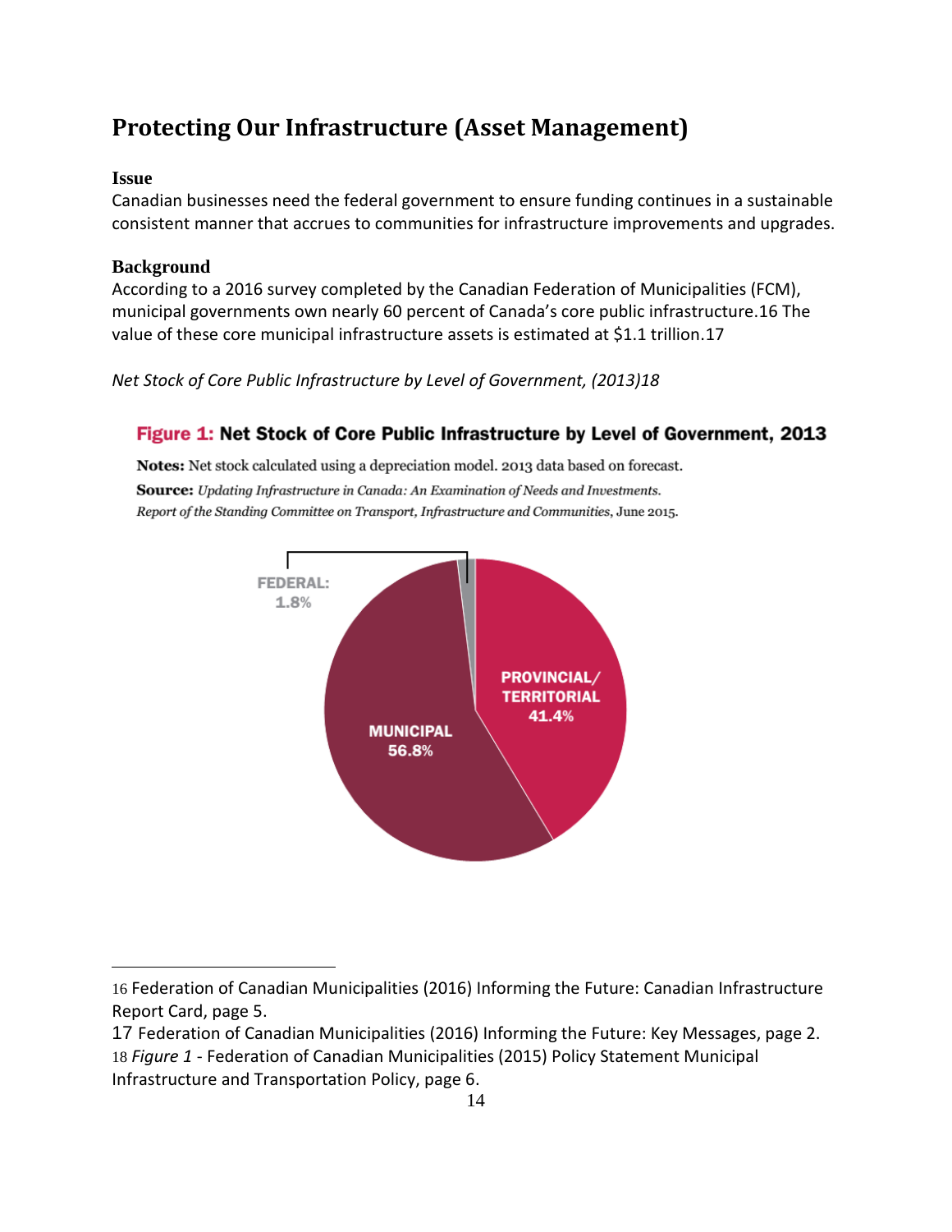# Protecting Our Infrastructure (Asset Management)

### Issue

Canadian businesses need the federal government to ensure funding continues in a sustainable consistent manner that accrues to communities for infrastructure improvements and upgrades.

### Background

According to a 2016 survey completed by the Canadian Federation of Municipalities (FCM), municipal governments own nearly 60 percent of Canada's core public infrastructure.16 The value of these core municipal infrastructure assets is estimated at $1.1 trillion.17

*Net Stock of Core Public Infrastructure by Level of Government, (2013)18*

**Figure 1: Net Stock of Core Public Infrastructure by Level of Government, 2013**

**Notes:** Net stock calculated using a depreciation model. 2013 data based on forecast.

**Source:** *Updating Infrastructure in Canada: An Examination of Needs and Investments. Report of the Standing Committee on Transport, Infrastructure and Communities*, June 2015.

FEDERAL: 1.8%

PROVINCIAL/TERRITORIAL 41.4%

MUNICIPAL 56.8%

---

16 Federation of Canadian Municipalities (2016) Informing the Future: Canadian Infrastructure Report Card, page 5.

17 Federation of Canadian Municipalities (2016) Informing the Future: Key Messages, page 2.

18 *Figure 1* - Federation of Canadian Municipalities (2015) Policy Statement Municipal Infrastructure and Transportation Policy, page 6.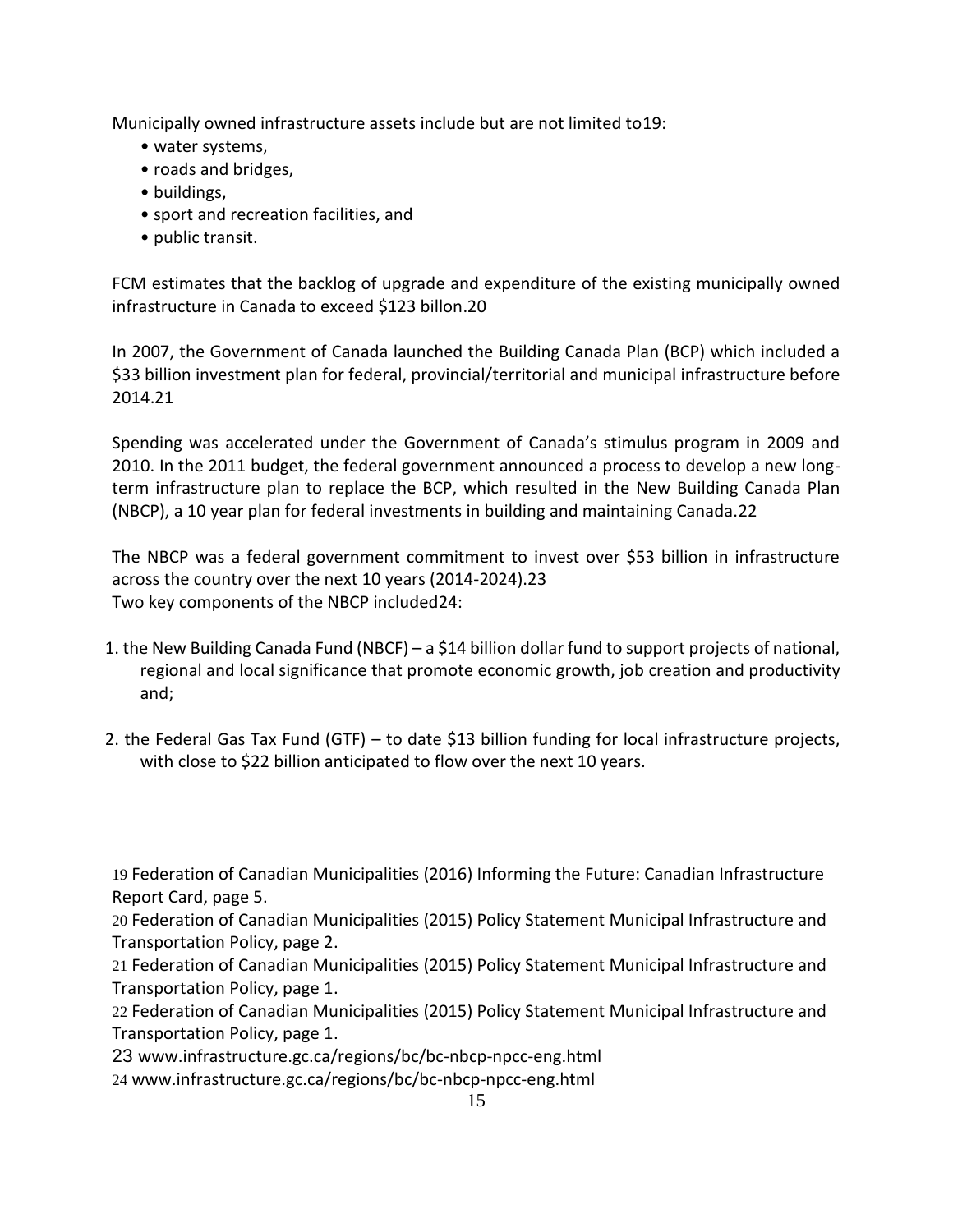Municipally owned infrastructure assets include but are not limited to[19]:

- water systems,
- roads and bridges,
- buildings,
- sport and recreation facilities, and
- public transit.

FCM estimates that the backlog of upgrade and expenditure of the existing municipally owned infrastructure in Canada to exceed $123 billon.[20]

In 2007, the Government of Canada launched the Building Canada Plan (BCP) which included a $33 billion investment plan for federal, provincial/territorial and municipal infrastructure before 2014.[21]

Spending was accelerated under the Government of Canada's stimulus program in 2009 and 2010. In the 2011 budget, the federal government announced a process to develop a new long-term infrastructure plan to replace the BCP, which resulted in the New Building Canada Plan (NBCP), a 10 year plan for federal investments in building and maintaining Canada.[22]

The NBCP was a federal government commitment to invest over $53 billion in infrastructure across the country over the next 10 years (2014-2024).[23]
Two key components of the NBCP included[24]:

1. the New Building Canada Fund (NBCF) – a $14 billion dollar fund to support projects of national, regional and local significance that promote economic growth, job creation and productivity and;

2. the Federal Gas Tax Fund (GTF) – to date $13 billion funding for local infrastructure projects, with close to $22 billion anticipated to flow over the next 10 years.

---

19 Federation of Canadian Municipalities (2016) Informing the Future: Canadian Infrastructure Report Card, page 5.
20 Federation of Canadian Municipalities (2015) Policy Statement Municipal Infrastructure and Transportation Policy, page 2.
21 Federation of Canadian Municipalities (2015) Policy Statement Municipal Infrastructure and Transportation Policy, page 1.
22 Federation of Canadian Municipalities (2015) Policy Statement Municipal Infrastructure and Transportation Policy, page 1.
23 www.infrastructure.gc.ca/regions/bc/bc-nbcp-npcc-eng.html
24 www.infrastructure.gc.ca/regions/bc/bc-nbcp-npcc-eng.html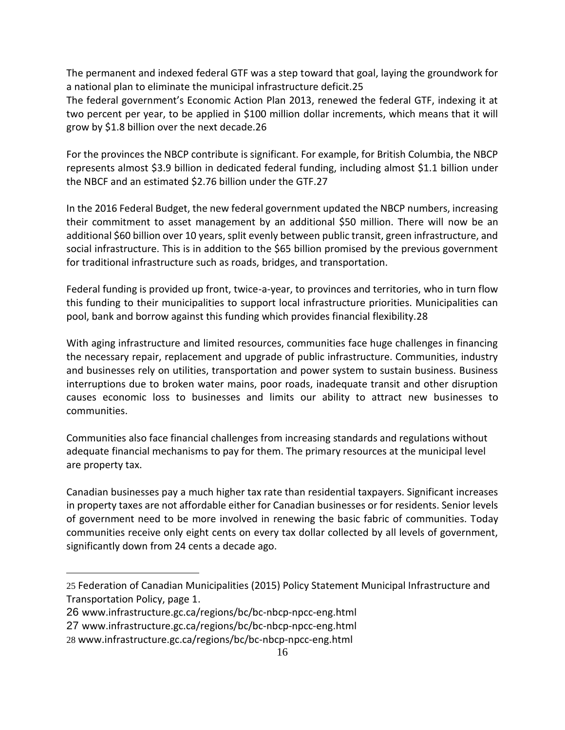The permanent and indexed federal GTF was a step toward that goal, laying the groundwork for a national plan to eliminate the municipal infrastructure deficit.[25]
The federal government's Economic Action Plan 2013, renewed the federal GTF, indexing it at two percent per year, to be applied in $100 million dollar increments, which means that it will grow by $1.8 billion over the next decade.[26]

For the provinces the NBCP contribute is significant. For example, for British Columbia, the NBCP represents almost $3.9 billion in dedicated federal funding, including almost $1.1 billion under the NBCF and an estimated $2.76 billion under the GTF.[27]

In the 2016 Federal Budget, the new federal government updated the NBCP numbers, increasing their commitment to asset management by an additional $50 million. There will now be an additional $60 billion over 10 years, split evenly between public transit, green infrastructure, and social infrastructure. This is in addition to the $65 billion promised by the previous government for traditional infrastructure such as roads, bridges, and transportation.

Federal funding is provided up front, twice-a-year, to provinces and territories, who in turn flow this funding to their municipalities to support local infrastructure priorities. Municipalities can pool, bank and borrow against this funding which provides financial flexibility.[28]

With aging infrastructure and limited resources, communities face huge challenges in financing the necessary repair, replacement and upgrade of public infrastructure. Communities, industry and businesses rely on utilities, transportation and power system to sustain business. Business interruptions due to broken water mains, poor roads, inadequate transit and other disruption causes economic loss to businesses and limits our ability to attract new businesses to communities.

Communities also face financial challenges from increasing standards and regulations without adequate financial mechanisms to pay for them. The primary resources at the municipal level are property tax.

Canadian businesses pay a much higher tax rate than residential taxpayers. Significant increases in property taxes are not affordable either for Canadian businesses or for residents. Senior levels of government need to be more involved in renewing the basic fabric of communities. Today communities receive only eight cents on every tax dollar collected by all levels of government, significantly down from 24 cents a decade ago.

---

25 Federation of Canadian Municipalities (2015) Policy Statement Municipal Infrastructure and Transportation Policy, page 1.

26 www.infrastructure.gc.ca/regions/bc/bc-nbcp-npcc-eng.html

27 www.infrastructure.gc.ca/regions/bc/bc-nbcp-npcc-eng.html

28 www.infrastructure.gc.ca/regions/bc/bc-nbcp-npcc-eng.html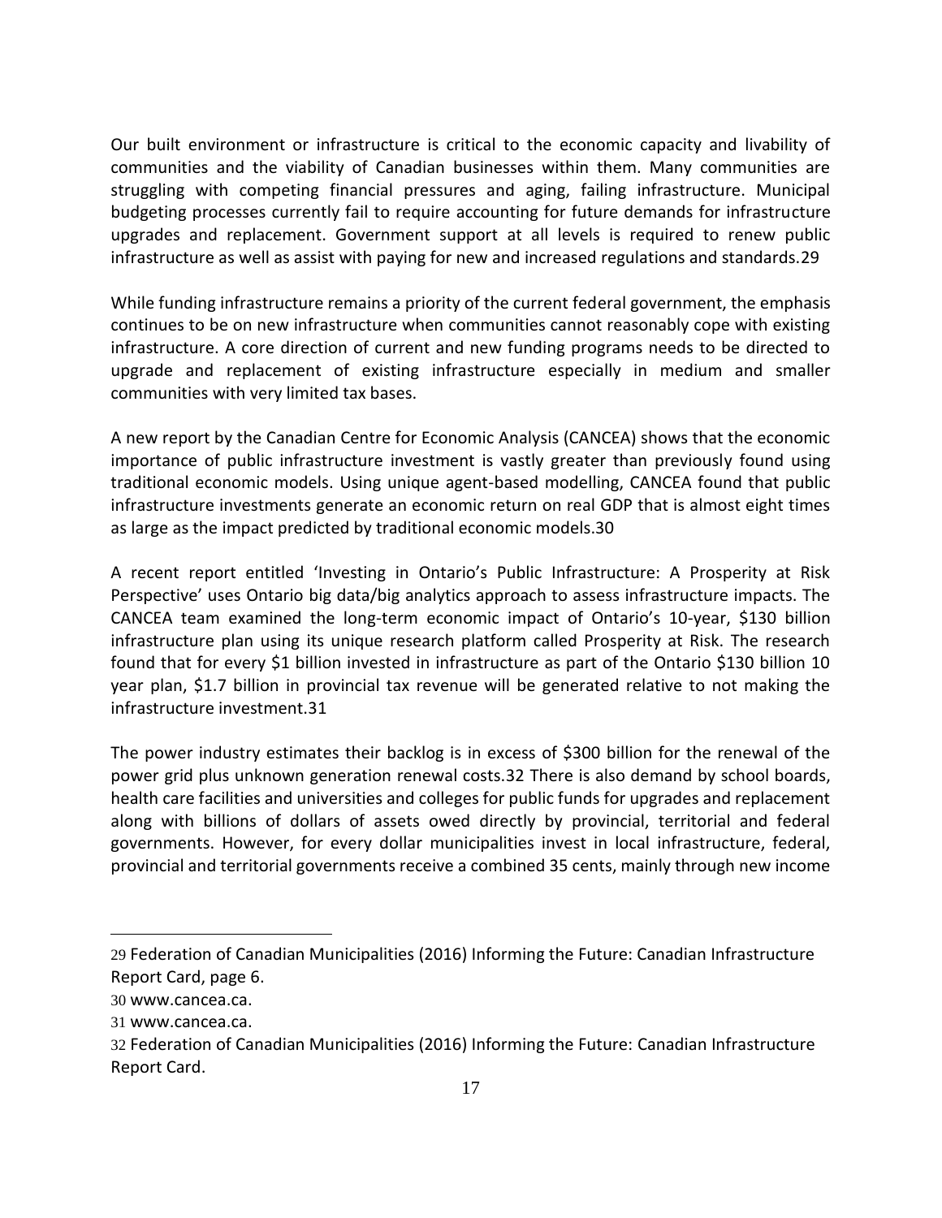Our built environment or infrastructure is critical to the economic capacity and livability of communities and the viability of Canadian businesses within them. Many communities are struggling with competing financial pressures and aging, failing infrastructure. Municipal budgeting processes currently fail to require accounting for future demands for infrastructure upgrades and replacement. Government support at all levels is required to renew public infrastructure as well as assist with paying for new and increased regulations and standards.[29]

While funding infrastructure remains a priority of the current federal government, the emphasis continues to be on new infrastructure when communities cannot reasonably cope with existing infrastructure. A core direction of current and new funding programs needs to be directed to upgrade and replacement of existing infrastructure especially in medium and smaller communities with very limited tax bases.

A new report by the Canadian Centre for Economic Analysis (CANCEA) shows that the economic importance of public infrastructure investment is vastly greater than previously found using traditional economic models. Using unique agent-based modelling, CANCEA found that public infrastructure investments generate an economic return on real GDP that is almost eight times as large as the impact predicted by traditional economic models.[30]

A recent report entitled 'Investing in Ontario's Public Infrastructure: A Prosperity at Risk Perspective' uses Ontario big data/big analytics approach to assess infrastructure impacts. The CANCEA team examined the long-term economic impact of Ontario's 10-year, $130 billion infrastructure plan using its unique research platform called Prosperity at Risk. The research found that for every $1 billion invested in infrastructure as part of the Ontario $130 billion 10 year plan, $1.7 billion in provincial tax revenue will be generated relative to not making the infrastructure investment.[31]

The power industry estimates their backlog is in excess of $300 billion for the renewal of the power grid plus unknown generation renewal costs.[32] There is also demand by school boards, health care facilities and universities and colleges for public funds for upgrades and replacement along with billions of dollars of assets owed directly by provincial, territorial and federal governments. However, for every dollar municipalities invest in local infrastructure, federal, provincial and territorial governments receive a combined 35 cents, mainly through new income

---

29 Federation of Canadian Municipalities (2016) Informing the Future: Canadian Infrastructure Report Card, page 6.

30 www.cancea.ca.

31 www.cancea.ca.

32 Federation of Canadian Municipalities (2016) Informing the Future: Canadian Infrastructure Report Card.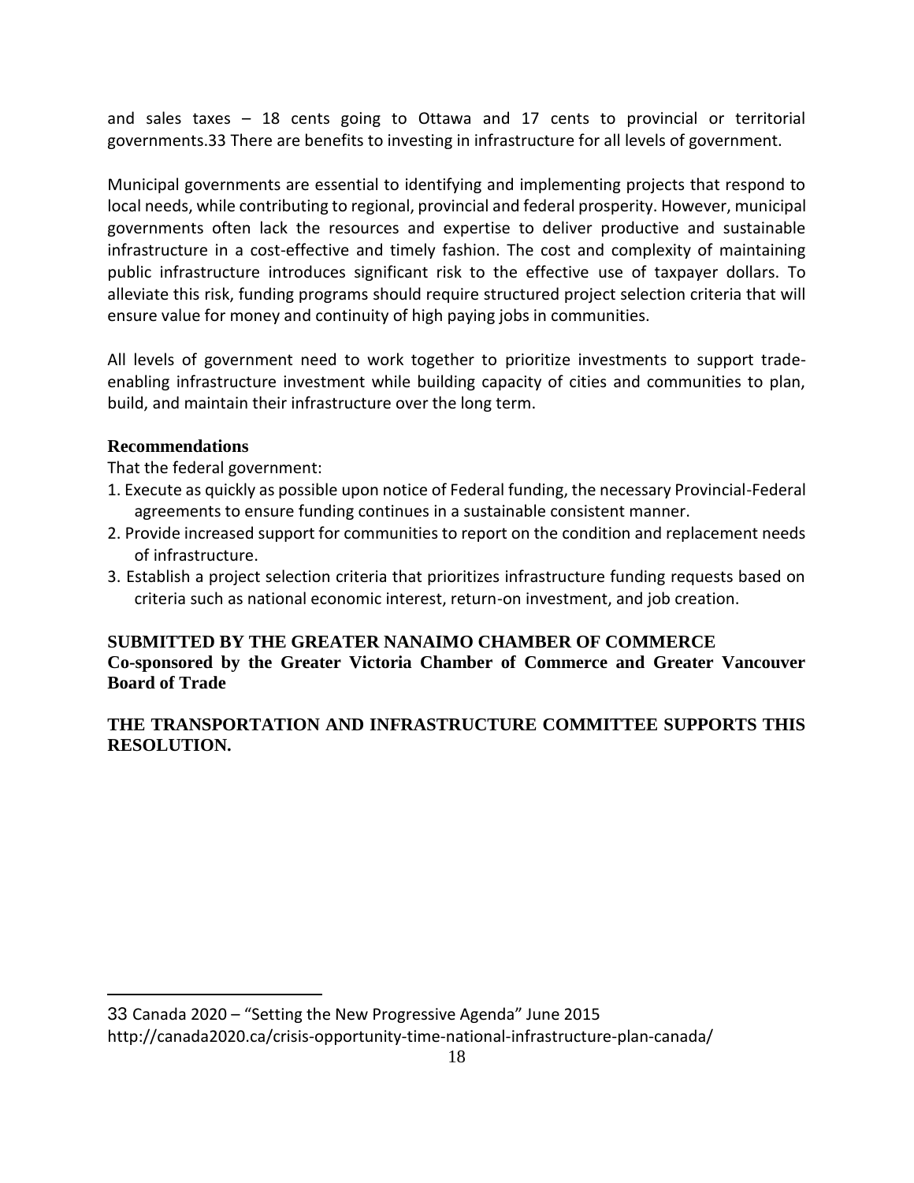and sales taxes – 18 cents going to Ottawa and 17 cents to provincial or territorial governments.[33] There are benefits to investing in infrastructure for all levels of government.

Municipal governments are essential to identifying and implementing projects that respond to local needs, while contributing to regional, provincial and federal prosperity. However, municipal governments often lack the resources and expertise to deliver productive and sustainable infrastructure in a cost-effective and timely fashion. The cost and complexity of maintaining public infrastructure introduces significant risk to the effective use of taxpayer dollars. To alleviate this risk, funding programs should require structured project selection criteria that will ensure value for money and continuity of high paying jobs in communities.

All levels of government need to work together to prioritize investments to support trade-enabling infrastructure investment while building capacity of cities and communities to plan, build, and maintain their infrastructure over the long term.

### Recommendations

That the federal government:

1. Execute as quickly as possible upon notice of Federal funding, the necessary Provincial-Federal agreements to ensure funding continues in a sustainable consistent manner.
2. Provide increased support for communities to report on the condition and replacement needs of infrastructure.
3. Establish a project selection criteria that prioritizes infrastructure funding requests based on criteria such as national economic interest, return-on investment, and job creation.

**SUBMITTED BY THE GREATER NANAIMO CHAMBER OF COMMERCE**
**Co-sponsored by the Greater Victoria Chamber of Commerce and Greater Vancouver Board of Trade**

**THE TRANSPORTATION AND INFRASTRUCTURE COMMITTEE SUPPORTS THIS RESOLUTION.**

---

33 Canada 2020 – "Setting the New Progressive Agenda" June 2015
http://canada2020.ca/crisis-opportunity-time-national-infrastructure-plan-canada/